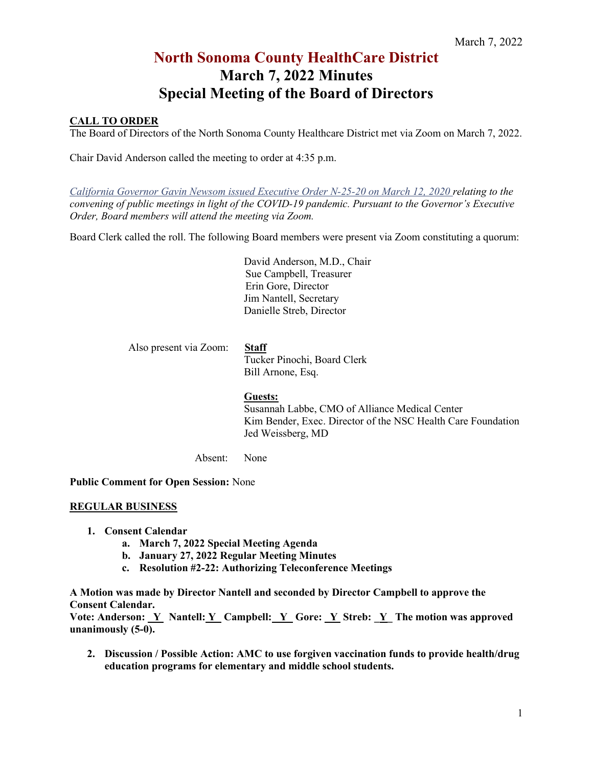# North Sonoma County HealthCare District
## March 7, 2022 Minutes
## Special Meeting of the Board of Directors

**CALL TO ORDER**

The Board of Directors of the North Sonoma County Healthcare District met via Zoom on March 7, 2022.

Chair David Anderson called the meeting to order at 4:35 p.m.

*California Governor Gavin Newsom issued Executive Order N-25-20 on March 12, 2020 relating to the convening of public meetings in light of the COVID-19 pandemic. Pursuant to the Governor's Executive Order, Board members will attend the meeting via Zoom.*

Board Clerk called the roll. The following Board members were present via Zoom constituting a quorum:

David Anderson, M.D., Chair
Sue Campbell, Treasurer
Erin Gore, Director
Jim Nantell, Secretary
Danielle Streb, Director

Also present via Zoom:

**Staff**
Tucker Pinochi, Board Clerk
Bill Arnone, Esq.

**Guests:**
Susannah Labbe, CMO of Alliance Medical Center
Kim Bender, Exec. Director of the NSC Health Care Foundation
Jed Weissberg, MD

Absent: None

**Public Comment for Open Session:** None

**REGULAR BUSINESS**

1. **Consent Calendar**
   a. **March 7, 2022 Special Meeting Agenda**
   b. **January 27, 2022 Regular Meeting Minutes**
   c. **Resolution #2-22: Authorizing Teleconference Meetings**

**A Motion was made by Director Nantell and seconded by Director Campbell to approve the Consent Calendar.**
**Vote: Anderson: Y Nantell: Y Campbell: Y Gore: Y Streb: Y The motion was approved unanimously (5-0).**

2. **Discussion / Possible Action: AMC to use forgiven vaccination funds to provide health/drug education programs for elementary and middle school students.**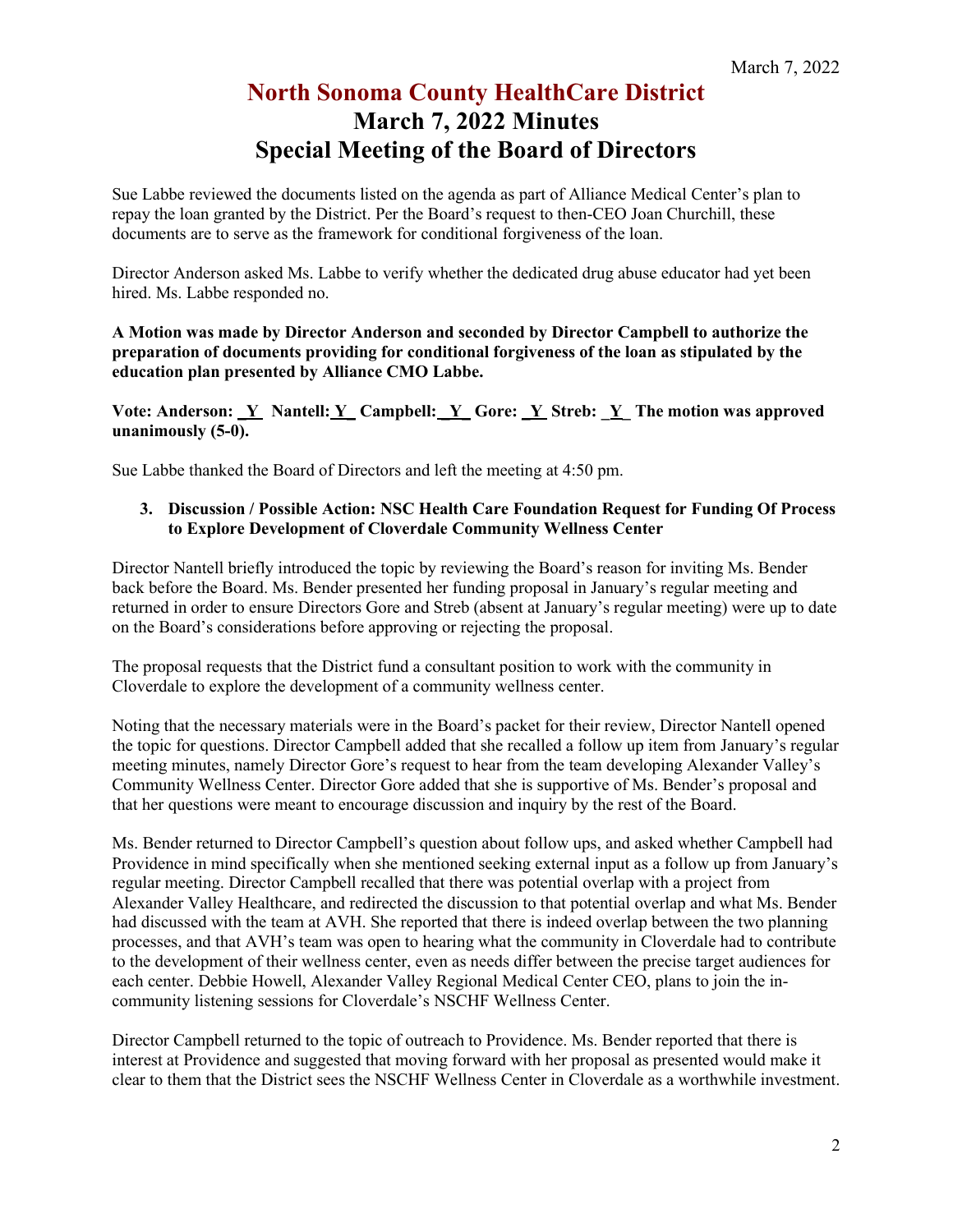Sue Labbe reviewed the documents listed on the agenda as part of Alliance Medical Center's plan to repay the loan granted by the District. Per the Board's request to then-CEO Joan Churchill, these documents are to serve as the framework for conditional forgiveness of the loan.

Director Anderson asked Ms. Labbe to verify whether the dedicated drug abuse educator had yet been hired. Ms. Labbe responded no.

**A Motion was made by Director Anderson and seconded by Director Campbell to authorize the preparation of documents providing for conditional forgiveness of the loan as stipulated by the education plan presented by Alliance CMO Labbe.**

**Vote: Anderson: \_Y\_ Nantell: Y Campbell: Y Gore: Y Streb: Y The motion was approved unanimously (5-0).**

Sue Labbe thanked the Board of Directors and left the meeting at 4:50 pm.

3. **Discussion / Possible Action: NSC Health Care Foundation Request for Funding Of Process to Explore Development of Cloverdale Community Wellness Center**

Director Nantell briefly introduced the topic by reviewing the Board's reason for inviting Ms. Bender back before the Board. Ms. Bender presented her funding proposal in January's regular meeting and returned in order to ensure Directors Gore and Streb (absent at January's regular meeting) were up to date on the Board's considerations before approving or rejecting the proposal.

The proposal requests that the District fund a consultant position to work with the community in Cloverdale to explore the development of a community wellness center.

Noting that the necessary materials were in the Board's packet for their review, Director Nantell opened the topic for questions. Director Campbell added that she recalled a follow up item from January's regular meeting minutes, namely Director Gore's request to hear from the team developing Alexander Valley's Community Wellness Center. Director Gore added that she is supportive of Ms. Bender's proposal and that her questions were meant to encourage discussion and inquiry by the rest of the Board.

Ms. Bender returned to Director Campbell's question about follow ups, and asked whether Campbell had Providence in mind specifically when she mentioned seeking external input as a follow up from January's regular meeting. Director Campbell recalled that there was potential overlap with a project from Alexander Valley Healthcare, and redirected the discussion to that potential overlap and what Ms. Bender had discussed with the team at AVH. She reported that there is indeed overlap between the two planning processes, and that AVH's team was open to hearing what the community in Cloverdale had to contribute to the development of their wellness center, even as needs differ between the precise target audiences for each center. Debbie Howell, Alexander Valley Regional Medical Center CEO, plans to join the in-community listening sessions for Cloverdale's NSCHF Wellness Center.

Director Campbell returned to the topic of outreach to Providence. Ms. Bender reported that there is interest at Providence and suggested that moving forward with her proposal as presented would make it clear to them that the District sees the NSCHF Wellness Center in Cloverdale as a worthwhile investment.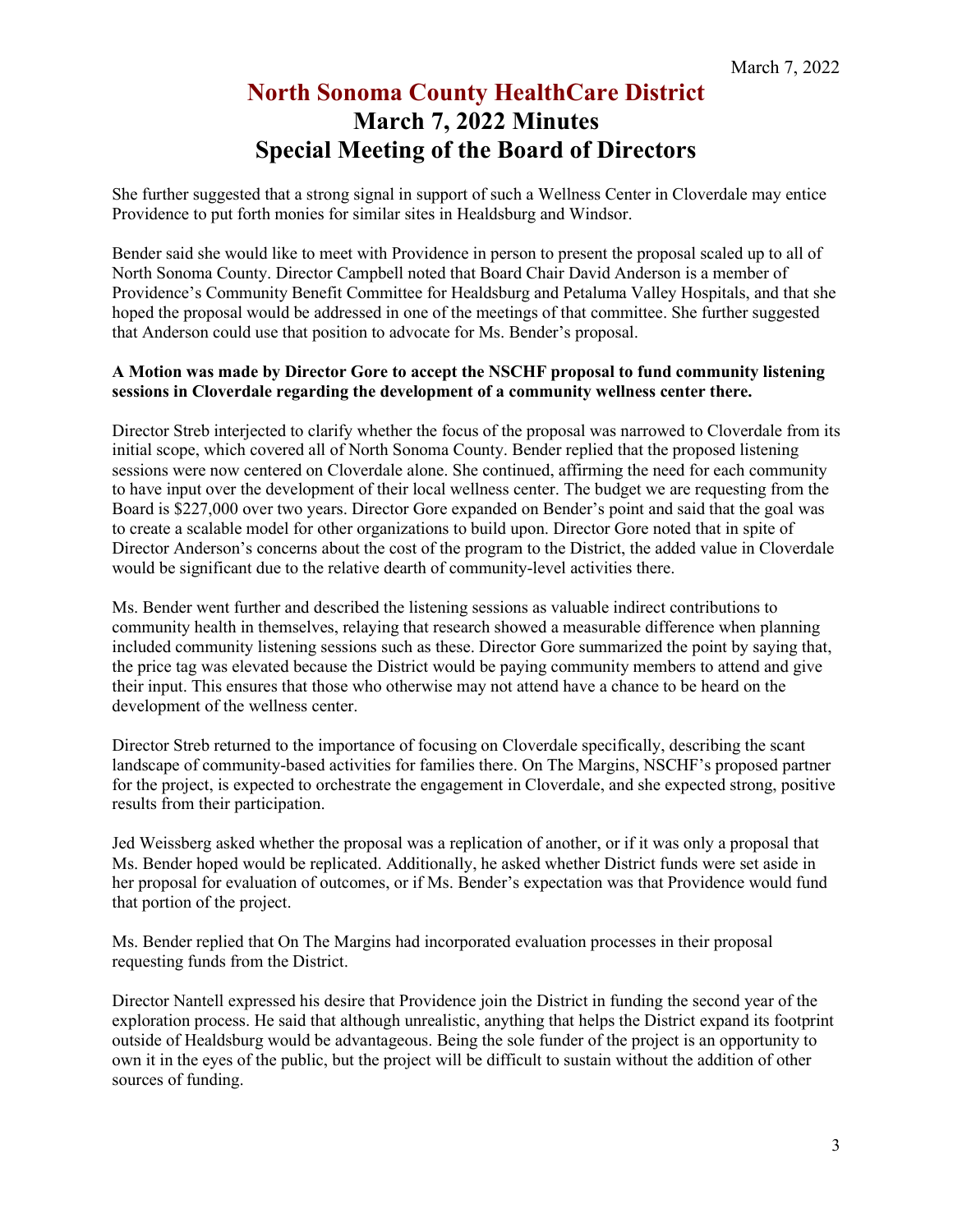# North Sonoma County HealthCare District
# March 7, 2022 Minutes
# Special Meeting of the Board of Directors

She further suggested that a strong signal in support of such a Wellness Center in Cloverdale may entice Providence to put forth monies for similar sites in Healdsburg and Windsor.

Bender said she would like to meet with Providence in person to present the proposal scaled up to all of North Sonoma County. Director Campbell noted that Board Chair David Anderson is a member of Providence's Community Benefit Committee for Healdsburg and Petaluma Valley Hospitals, and that she hoped the proposal would be addressed in one of the meetings of that committee. She further suggested that Anderson could use that position to advocate for Ms. Bender's proposal.

**A Motion was made by Director Gore to accept the NSCHF proposal to fund community listening sessions in Cloverdale regarding the development of a community wellness center there.**

Director Streb interjected to clarify whether the focus of the proposal was narrowed to Cloverdale from its initial scope, which covered all of North Sonoma County. Bender replied that the proposed listening sessions were now centered on Cloverdale alone. She continued, affirming the need for each community to have input over the development of their local wellness center. The budget we are requesting from the Board is $227,000 over two years. Director Gore expanded on Bender's point and said that the goal was to create a scalable model for other organizations to build upon. Director Gore noted that in spite of Director Anderson's concerns about the cost of the program to the District, the added value in Cloverdale would be significant due to the relative dearth of community-level activities there.

Ms. Bender went further and described the listening sessions as valuable indirect contributions to community health in themselves, relaying that research showed a measurable difference when planning included community listening sessions such as these. Director Gore summarized the point by saying that, the price tag was elevated because the District would be paying community members to attend and give their input. This ensures that those who otherwise may not attend have a chance to be heard on the development of the wellness center.

Director Streb returned to the importance of focusing on Cloverdale specifically, describing the scant landscape of community-based activities for families there. On The Margins, NSCHF's proposed partner for the project, is expected to orchestrate the engagement in Cloverdale, and she expected strong, positive results from their participation.

Jed Weissberg asked whether the proposal was a replication of another, or if it was only a proposal that Ms. Bender hoped would be replicated. Additionally, he asked whether District funds were set aside in her proposal for evaluation of outcomes, or if Ms. Bender's expectation was that Providence would fund that portion of the project.

Ms. Bender replied that On The Margins had incorporated evaluation processes in their proposal requesting funds from the District.

Director Nantell expressed his desire that Providence join the District in funding the second year of the exploration process. He said that although unrealistic, anything that helps the District expand its footprint outside of Healdsburg would be advantageous. Being the sole funder of the project is an opportunity to own it in the eyes of the public, but the project will be difficult to sustain without the addition of other sources of funding.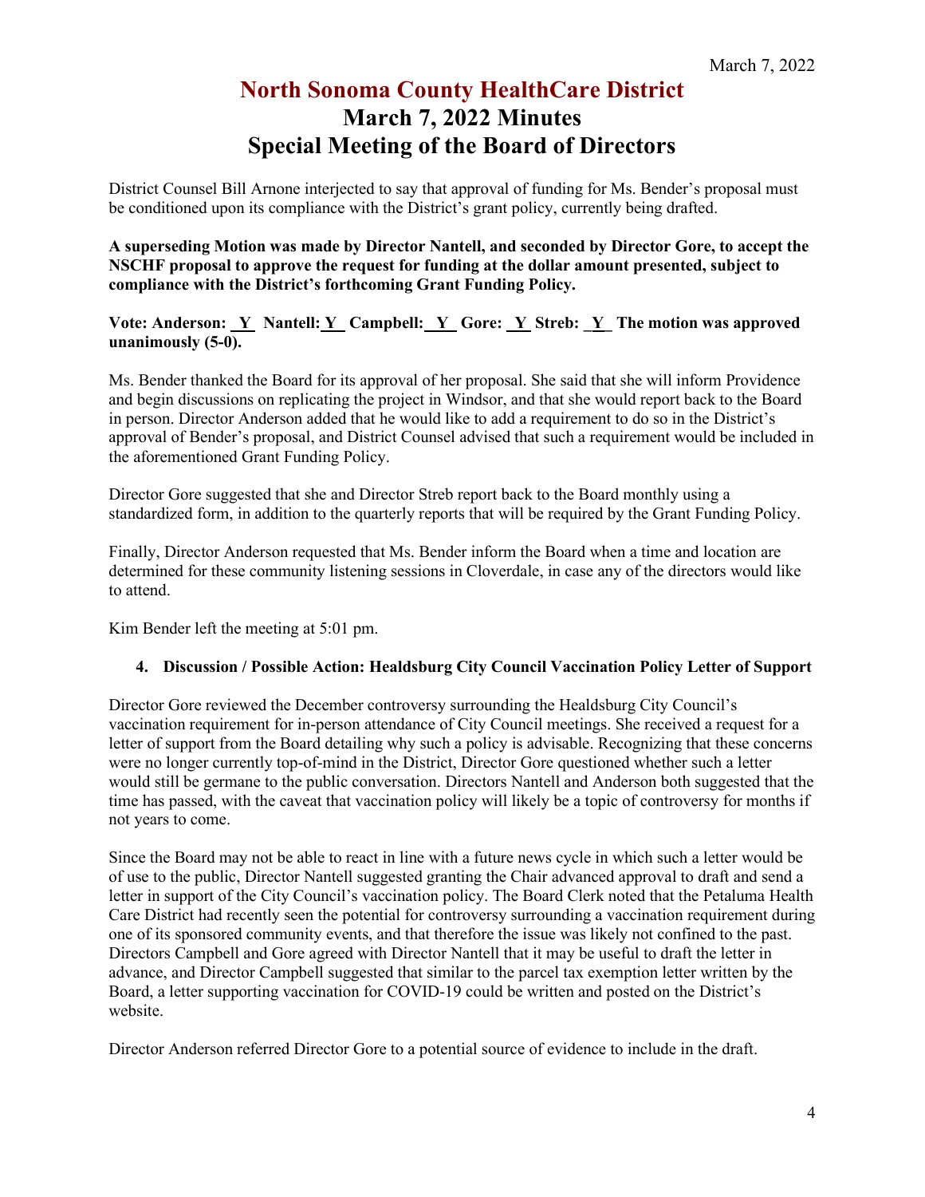# North Sonoma County HealthCare District
# March 7, 2022 Minutes
# Special Meeting of the Board of Directors

District Counsel Bill Arnone interjected to say that approval of funding for Ms. Bender's proposal must be conditioned upon its compliance with the District's grant policy, currently being drafted.

**A superseding Motion was made by Director Nantell, and seconded by Director Gore, to accept the NSCHF proposal to approve the request for funding at the dollar amount presented, subject to compliance with the District's forthcoming Grant Funding Policy.**

**Vote: Anderson: _Y_ Nantell: _Y_ Campbell: _Y_ Gore: _Y_ Streb: _Y_ The motion was approved unanimously (5-0).**

Ms. Bender thanked the Board for its approval of her proposal. She said that she will inform Providence and begin discussions on replicating the project in Windsor, and that she would report back to the Board in person. Director Anderson added that he would like to add a requirement to do so in the District's approval of Bender's proposal, and District Counsel advised that such a requirement would be included in the aforementioned Grant Funding Policy.

Director Gore suggested that she and Director Streb report back to the Board monthly using a standardized form, in addition to the quarterly reports that will be required by the Grant Funding Policy.

Finally, Director Anderson requested that Ms. Bender inform the Board when a time and location are determined for these community listening sessions in Cloverdale, in case any of the directors would like to attend.

Kim Bender left the meeting at 5:01 pm.

**4. Discussion / Possible Action: Healdsburg City Council Vaccination Policy Letter of Support**

Director Gore reviewed the December controversy surrounding the Healdsburg City Council's vaccination requirement for in-person attendance of City Council meetings. She received a request for a letter of support from the Board detailing why such a policy is advisable. Recognizing that these concerns were no longer currently top-of-mind in the District, Director Gore questioned whether such a letter would still be germane to the public conversation. Directors Nantell and Anderson both suggested that the time has passed, with the caveat that vaccination policy will likely be a topic of controversy for months if not years to come.

Since the Board may not be able to react in line with a future news cycle in which such a letter would be of use to the public, Director Nantell suggested granting the Chair advanced approval to draft and send a letter in support of the City Council's vaccination policy. The Board Clerk noted that the Petaluma Health Care District had recently seen the potential for controversy surrounding a vaccination requirement during one of its sponsored community events, and that therefore the issue was likely not confined to the past. Directors Campbell and Gore agreed with Director Nantell that it may be useful to draft the letter in advance, and Director Campbell suggested that similar to the parcel tax exemption letter written by the Board, a letter supporting vaccination for COVID-19 could be written and posted on the District's website.

Director Anderson referred Director Gore to a potential source of evidence to include in the draft.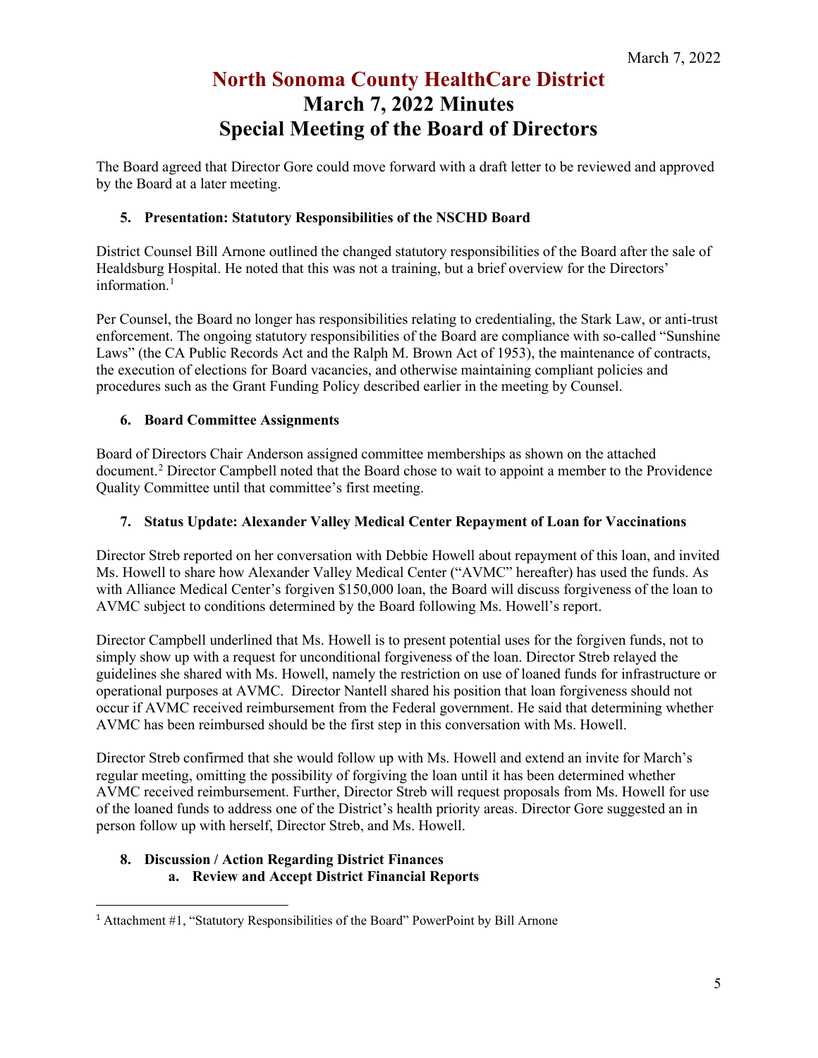The Board agreed that Director Gore could move forward with a draft letter to be reviewed and approved by the Board at a later meeting.

### 5. Presentation: Statutory Responsibilities of the NSCHD Board

District Counsel Bill Arnone outlined the changed statutory responsibilities of the Board after the sale of Healdsburg Hospital. He noted that this was not a training, but a brief overview for the Directors' information.[1]

Per Counsel, the Board no longer has responsibilities relating to credentialing, the Stark Law, or anti-trust enforcement. The ongoing statutory responsibilities of the Board are compliance with so-called "Sunshine Laws" (the CA Public Records Act and the Ralph M. Brown Act of 1953), the maintenance of contracts, the execution of elections for Board vacancies, and otherwise maintaining compliant policies and procedures such as the Grant Funding Policy described earlier in the meeting by Counsel.

### 6. Board Committee Assignments

Board of Directors Chair Anderson assigned committee memberships as shown on the attached document.[2] Director Campbell noted that the Board chose to wait to appoint a member to the Providence Quality Committee until that committee's first meeting.

### 7. Status Update: Alexander Valley Medical Center Repayment of Loan for Vaccinations

Director Streb reported on her conversation with Debbie Howell about repayment of this loan, and invited Ms. Howell to share how Alexander Valley Medical Center ("AVMC" hereafter) has used the funds. As with Alliance Medical Center's forgiven $150,000 loan, the Board will discuss forgiveness of the loan to AVMC subject to conditions determined by the Board following Ms. Howell's report.

Director Campbell underlined that Ms. Howell is to present potential uses for the forgiven funds, not to simply show up with a request for unconditional forgiveness of the loan. Director Streb relayed the guidelines she shared with Ms. Howell, namely the restriction on use of loaned funds for infrastructure or operational purposes at AVMC. Director Nantell shared his position that loan forgiveness should not occur if AVMC received reimbursement from the Federal government. He said that determining whether AVMC has been reimbursed should be the first step in this conversation with Ms. Howell.

Director Streb confirmed that she would follow up with Ms. Howell and extend an invite for March's regular meeting, omitting the possibility of forgiving the loan until it has been determined whether AVMC received reimbursement. Further, Director Streb will request proposals from Ms. Howell for use of the loaned funds to address one of the District's health priority areas. Director Gore suggested an in person follow up with herself, Director Streb, and Ms. Howell.

### 8. Discussion / Action Regarding District Finances

#### a. Review and Accept District Financial Reports

---

[1] Attachment #1, "Statutory Responsibilities of the Board" PowerPoint by Bill Arnone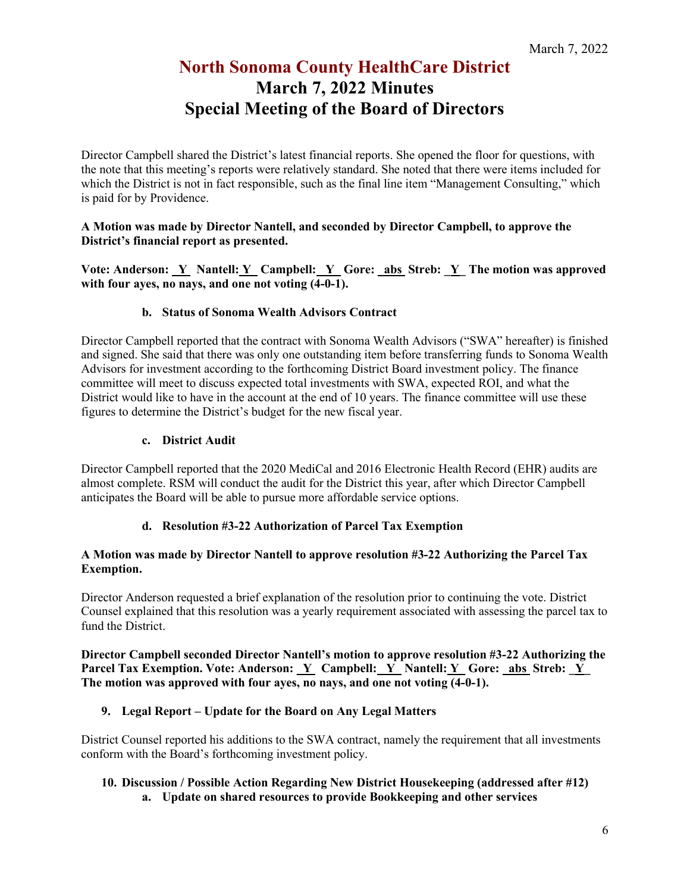# North Sonoma County HealthCare District
## March 7, 2022 Minutes
## Special Meeting of the Board of Directors

Director Campbell shared the District's latest financial reports. She opened the floor for questions, with the note that this meeting's reports were relatively standard. She noted that there were items included for which the District is not in fact responsible, such as the final line item "Management Consulting," which is paid for by Providence.

**A Motion was made by Director Nantell, and seconded by Director Campbell, to approve the District's financial report as presented.**

**Vote: Anderson: _Y_ Nantell: _Y_ Campbell: _Y_ Gore: _abs_ Streb: _Y_ The motion was approved with four ayes, no nays, and one not voting (4-0-1).**

**b. Status of Sonoma Wealth Advisors Contract**

Director Campbell reported that the contract with Sonoma Wealth Advisors ("SWA" hereafter) is finished and signed. She said that there was only one outstanding item before transferring funds to Sonoma Wealth Advisors for investment according to the forthcoming District Board investment policy. The finance committee will meet to discuss expected total investments with SWA, expected ROI, and what the District would like to have in the account at the end of 10 years. The finance committee will use these figures to determine the District's budget for the new fiscal year.

**c. District Audit**

Director Campbell reported that the 2020 MediCal and 2016 Electronic Health Record (EHR) audits are almost complete. RSM will conduct the audit for the District this year, after which Director Campbell anticipates the Board will be able to pursue more affordable service options.

**d. Resolution #3-22 Authorization of Parcel Tax Exemption**

**A Motion was made by Director Nantell to approve resolution #3-22 Authorizing the Parcel Tax Exemption.**

Director Anderson requested a brief explanation of the resolution prior to continuing the vote. District Counsel explained that this resolution was a yearly requirement associated with assessing the parcel tax to fund the District.

**Director Campbell seconded Director Nantell's motion to approve resolution #3-22 Authorizing the Parcel Tax Exemption. Vote: Anderson: _Y_ Campbell: _Y_ Nantell: _Y_ Gore: _abs_ Streb: _Y_ The motion was approved with four ayes, no nays, and one not voting (4-0-1).**

**9. Legal Report – Update for the Board on Any Legal Matters**

District Counsel reported his additions to the SWA contract, namely the requirement that all investments conform with the Board's forthcoming investment policy.

**10. Discussion / Possible Action Regarding New District Housekeeping (addressed after #12)**

**a. Update on shared resources to provide Bookkeeping and other services**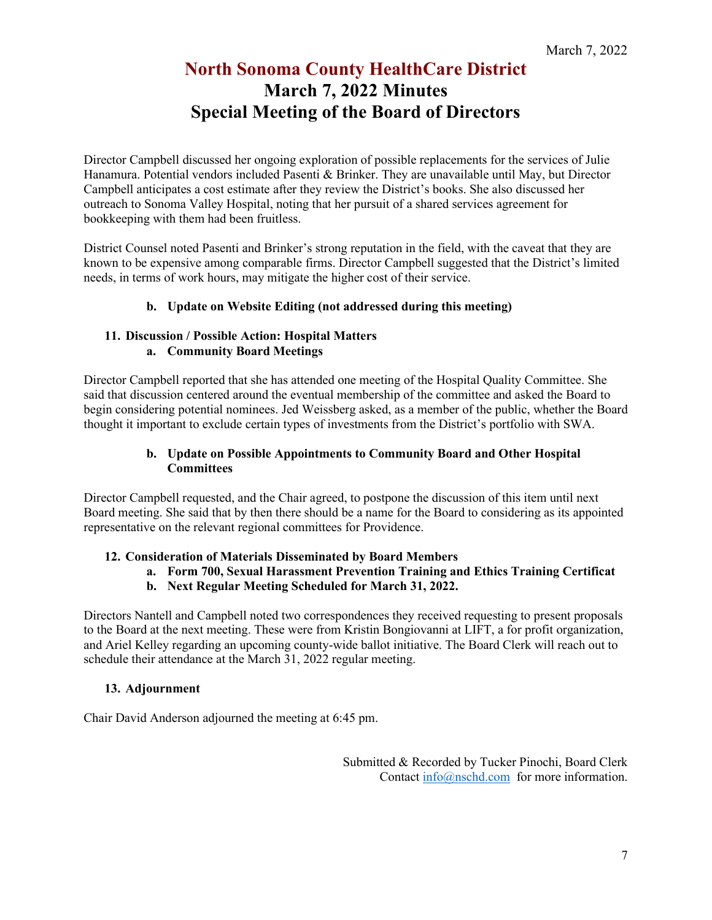# North Sonoma County HealthCare District
# March 7, 2022 Minutes
# Special Meeting of the Board of Directors

Director Campbell discussed her ongoing exploration of possible replacements for the services of Julie Hanamura. Potential vendors included Pasenti & Brinker. They are unavailable until May, but Director Campbell anticipates a cost estimate after they review the District's books. She also discussed her outreach to Sonoma Valley Hospital, noting that her pursuit of a shared services agreement for bookkeeping with them had been fruitless.

District Counsel noted Pasenti and Brinker's strong reputation in the field, with the caveat that they are known to be expensive among comparable firms. Director Campbell suggested that the District's limited needs, in terms of work hours, may mitigate the higher cost of their service.

**b. Update on Website Editing (not addressed during this meeting)**

**11. Discussion / Possible Action: Hospital Matters**

**a. Community Board Meetings**

Director Campbell reported that she has attended one meeting of the Hospital Quality Committee. She said that discussion centered around the eventual membership of the committee and asked the Board to begin considering potential nominees. Jed Weissberg asked, as a member of the public, whether the Board thought it important to exclude certain types of investments from the District's portfolio with SWA.

**b. Update on Possible Appointments to Community Board and Other Hospital Committees**

Director Campbell requested, and the Chair agreed, to postpone the discussion of this item until next Board meeting. She said that by then there should be a name for the Board to considering as its appointed representative on the relevant regional committees for Providence.

**12. Consideration of Materials Disseminated by Board Members**

**a. Form 700, Sexual Harassment Prevention Training and Ethics Training Certificat**

**b. Next Regular Meeting Scheduled for March 31, 2022.**

Directors Nantell and Campbell noted two correspondences they received requesting to present proposals to the Board at the next meeting. These were from Kristin Bongiovanni at LIFT, a for profit organization, and Ariel Kelley regarding an upcoming county-wide ballot initiative. The Board Clerk will reach out to schedule their attendance at the March 31, 2022 regular meeting.

**13. Adjournment**

Chair David Anderson adjourned the meeting at 6:45 pm.

Submitted & Recorded by Tucker Pinochi, Board Clerk
Contact info@nschd.com for more information.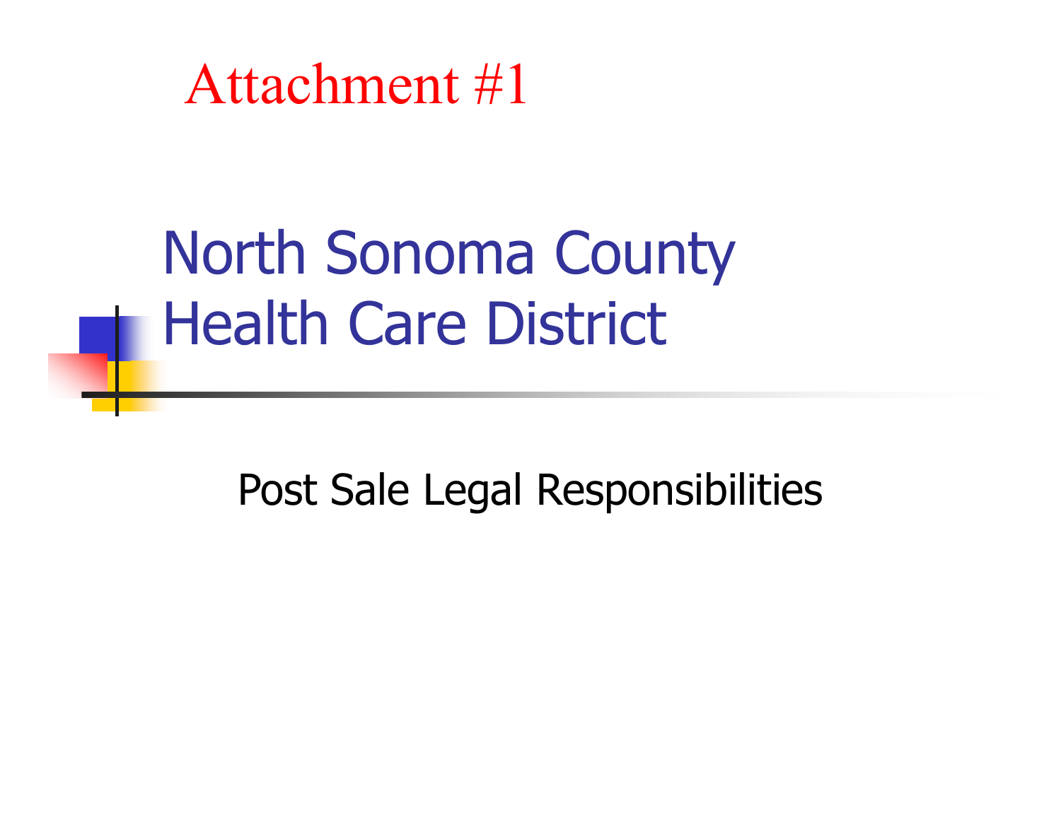Attachment #1

# North Sonoma County Health Care District

Post Sale Legal Responsibilities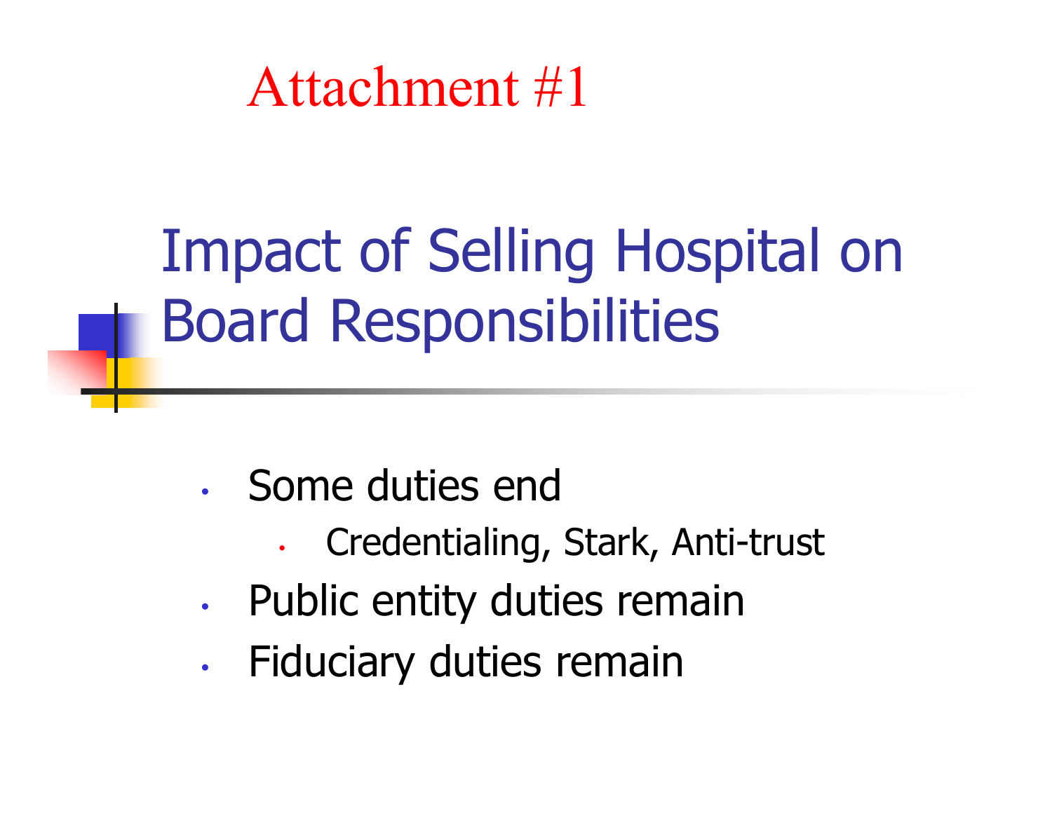Attachment #1

# Impact of Selling Hospital on Board Responsibilities

- Some duties end
  - Credentialing, Stark, Anti-trust
- Public entity duties remain
- Fiduciary duties remain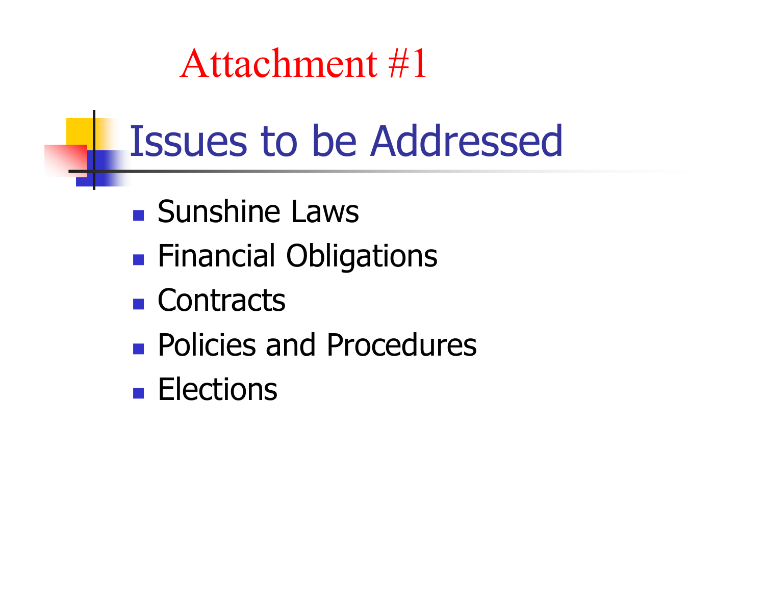Attachment #1

# Issues to be Addressed

- Sunshine Laws
- Financial Obligations
- Contracts
- Policies and Procedures
- Elections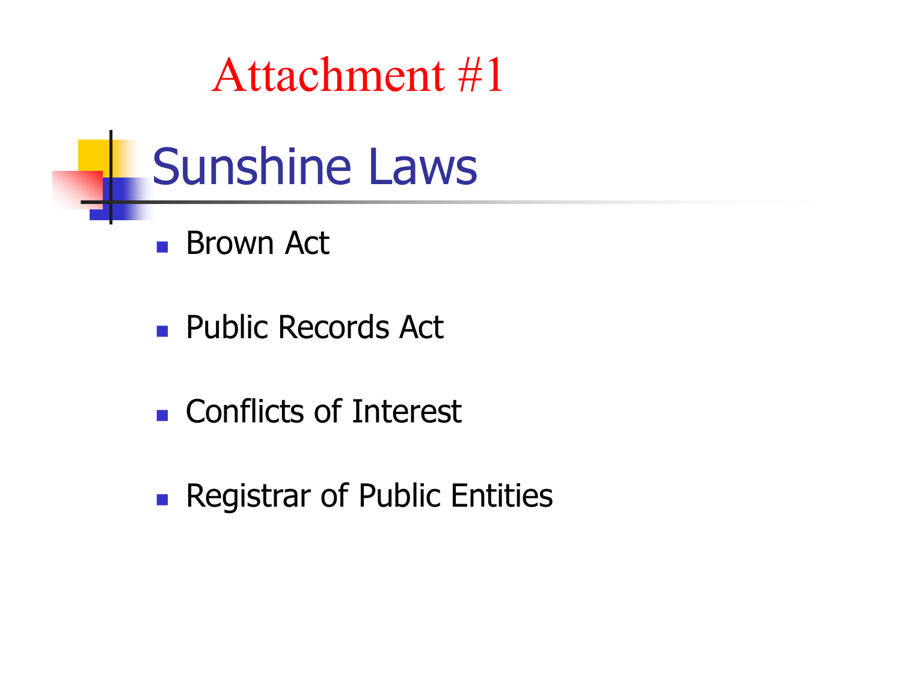# Attachment #1

## Sunshine Laws

- Brown Act
- Public Records Act
- Conflicts of Interest
- Registrar of Public Entities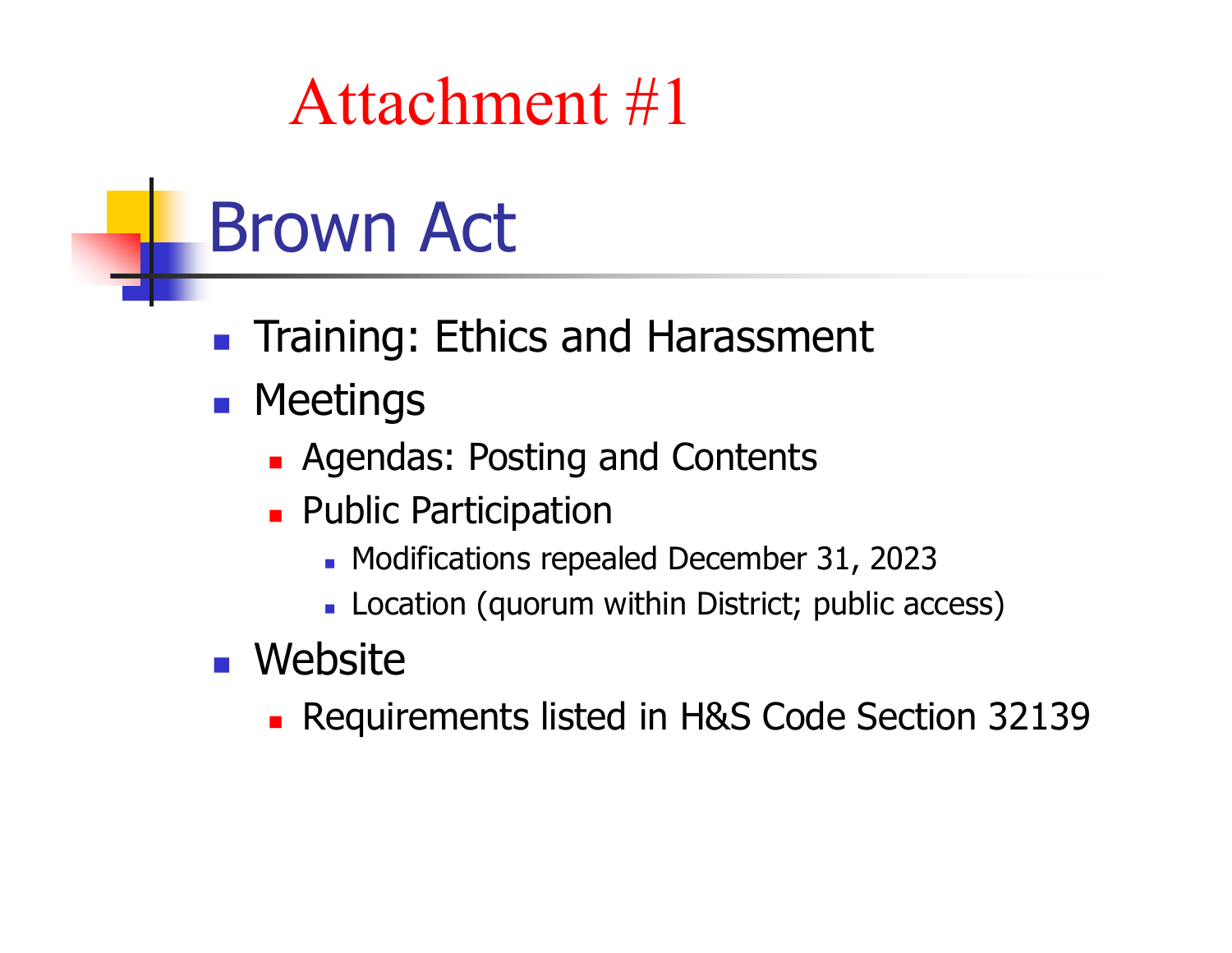# Attachment #1

## Brown Act

- Training: Ethics and Harassment
- Meetings
  - Agendas: Posting and Contents
  - Public Participation
    - Modifications repealed December 31, 2023
    - Location (quorum within District; public access)
- Website
  - Requirements listed in H&S Code Section 32139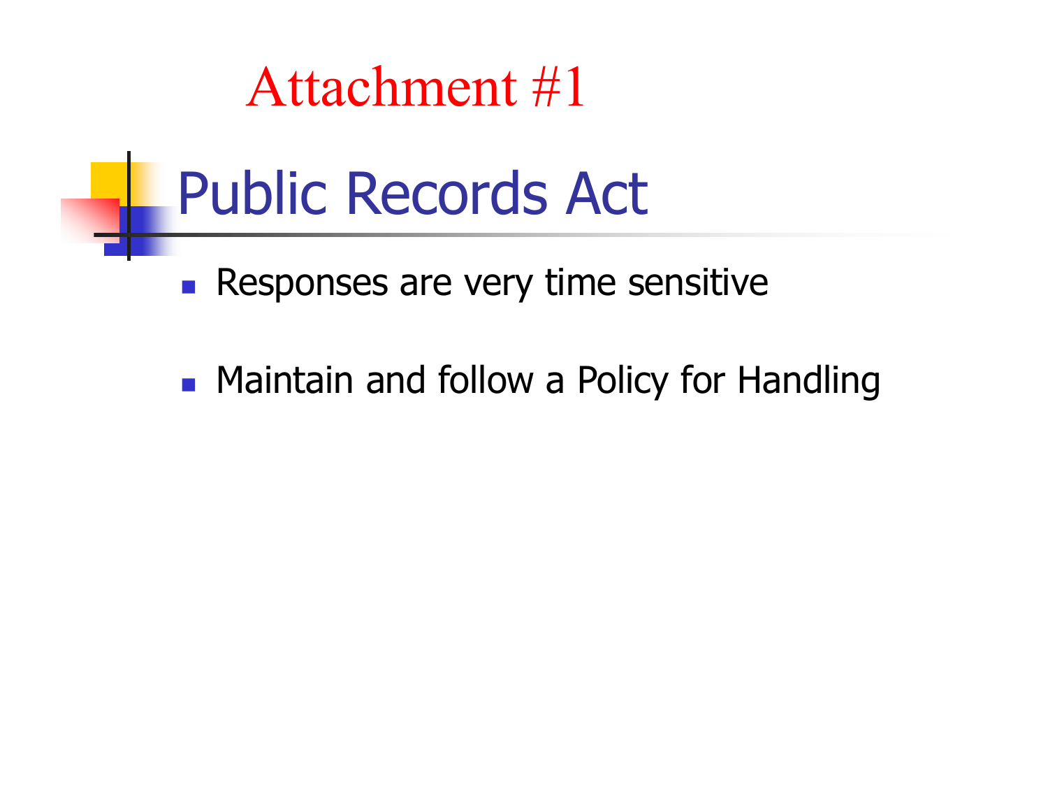Attachment #1

# Public Records Act

- Responses are very time sensitive
- Maintain and follow a Policy for Handling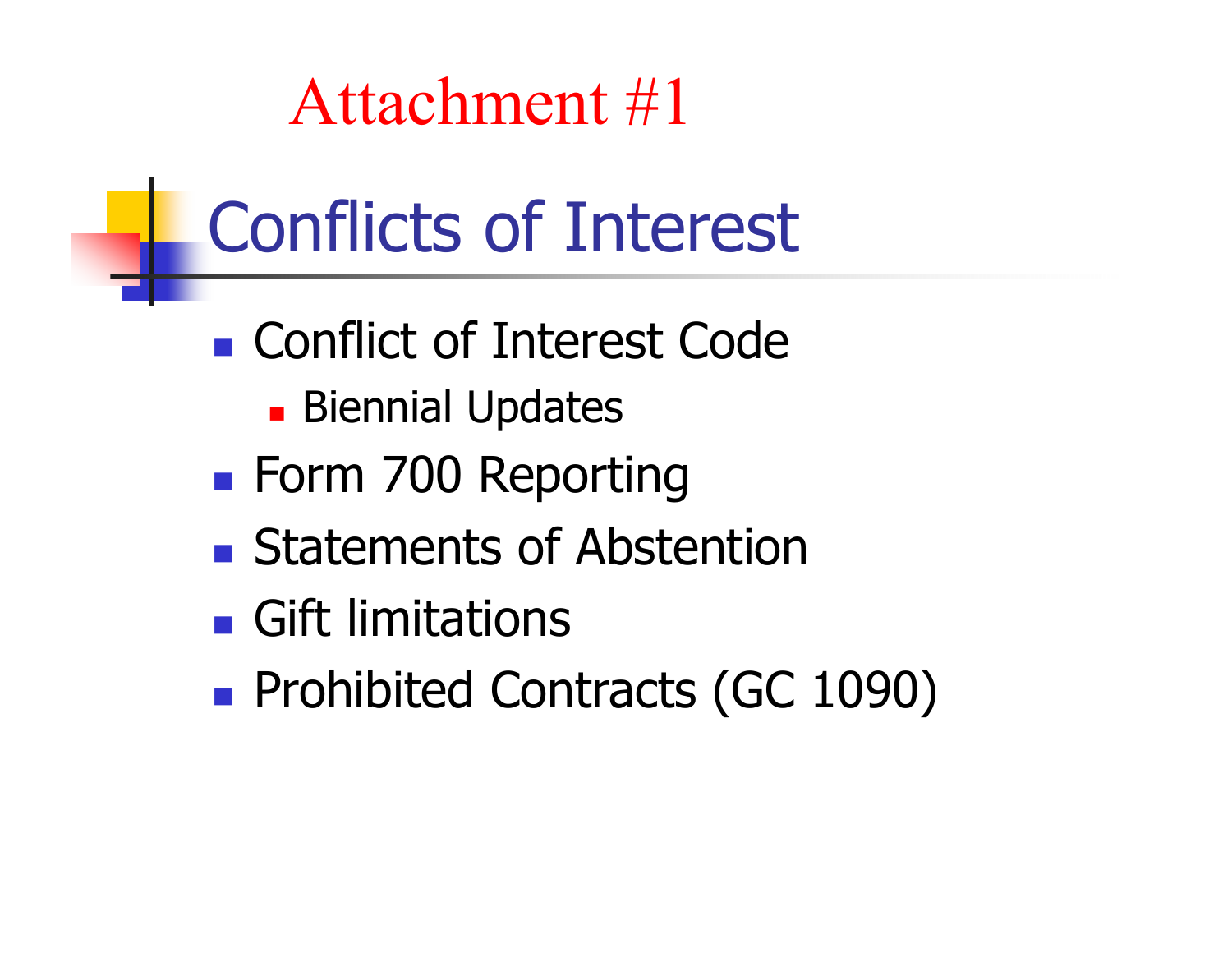Attachment #1

# Conflicts of Interest

- Conflict of Interest Code
  - Biennial Updates
- Form 700 Reporting
- Statements of Abstention
- Gift limitations
- Prohibited Contracts (GC 1090)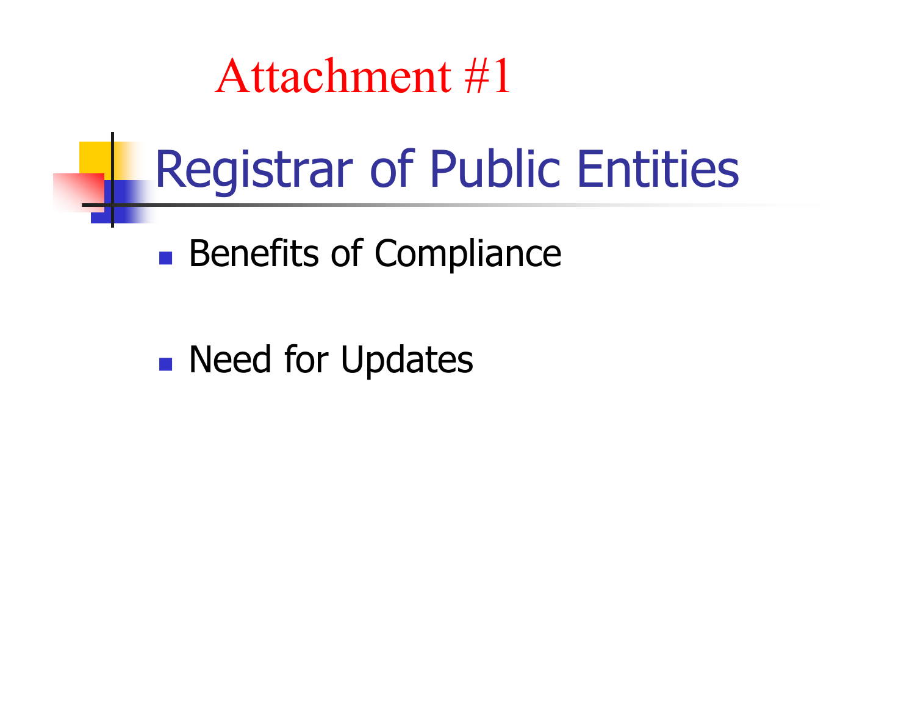Attachment #1

# Registrar of Public Entities

- Benefits of Compliance

- Need for Updates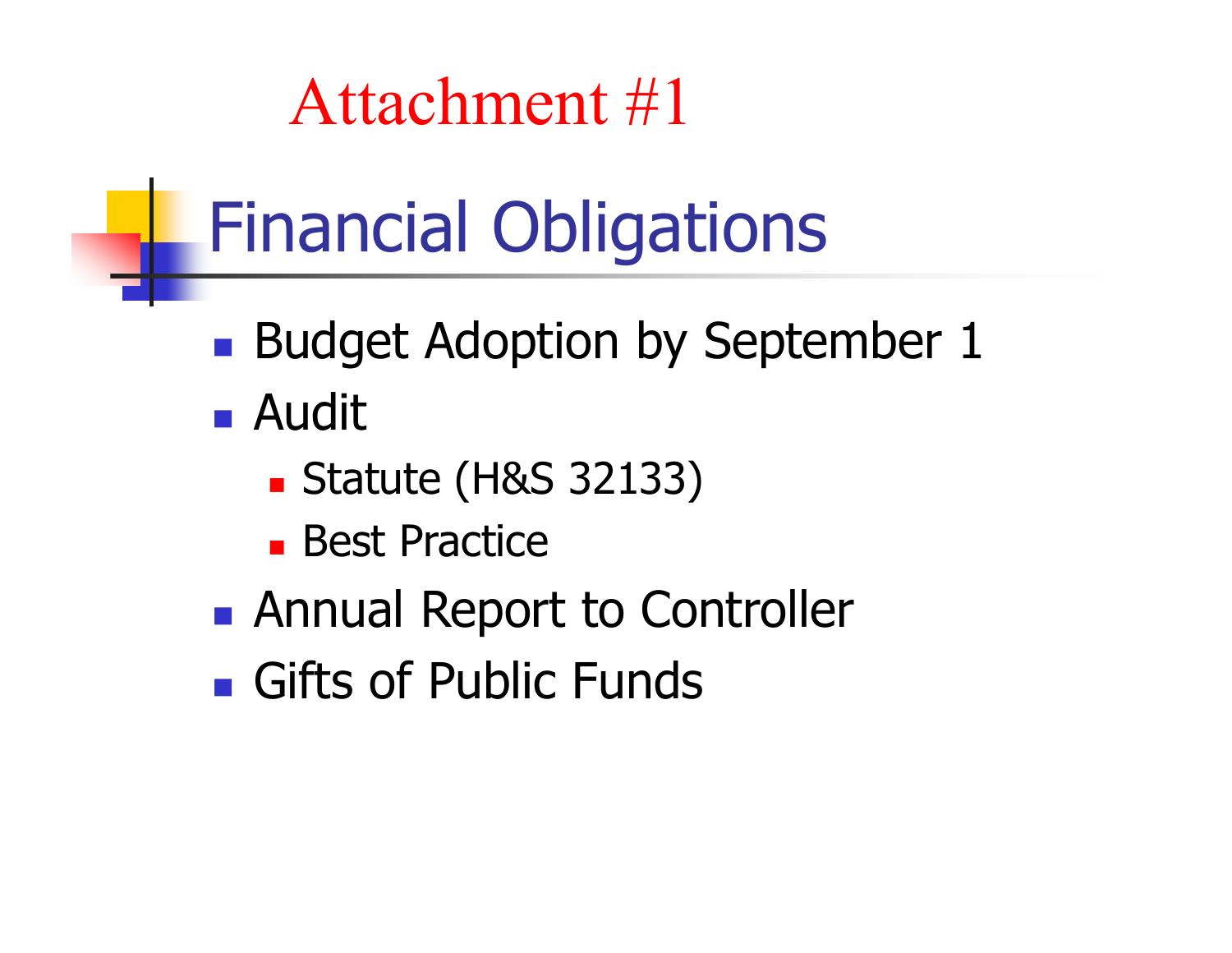Attachment #1

# Financial Obligations

- Budget Adoption by September 1
- Audit
  - Statute (H&S 32133)
  - Best Practice
- Annual Report to Controller
- Gifts of Public Funds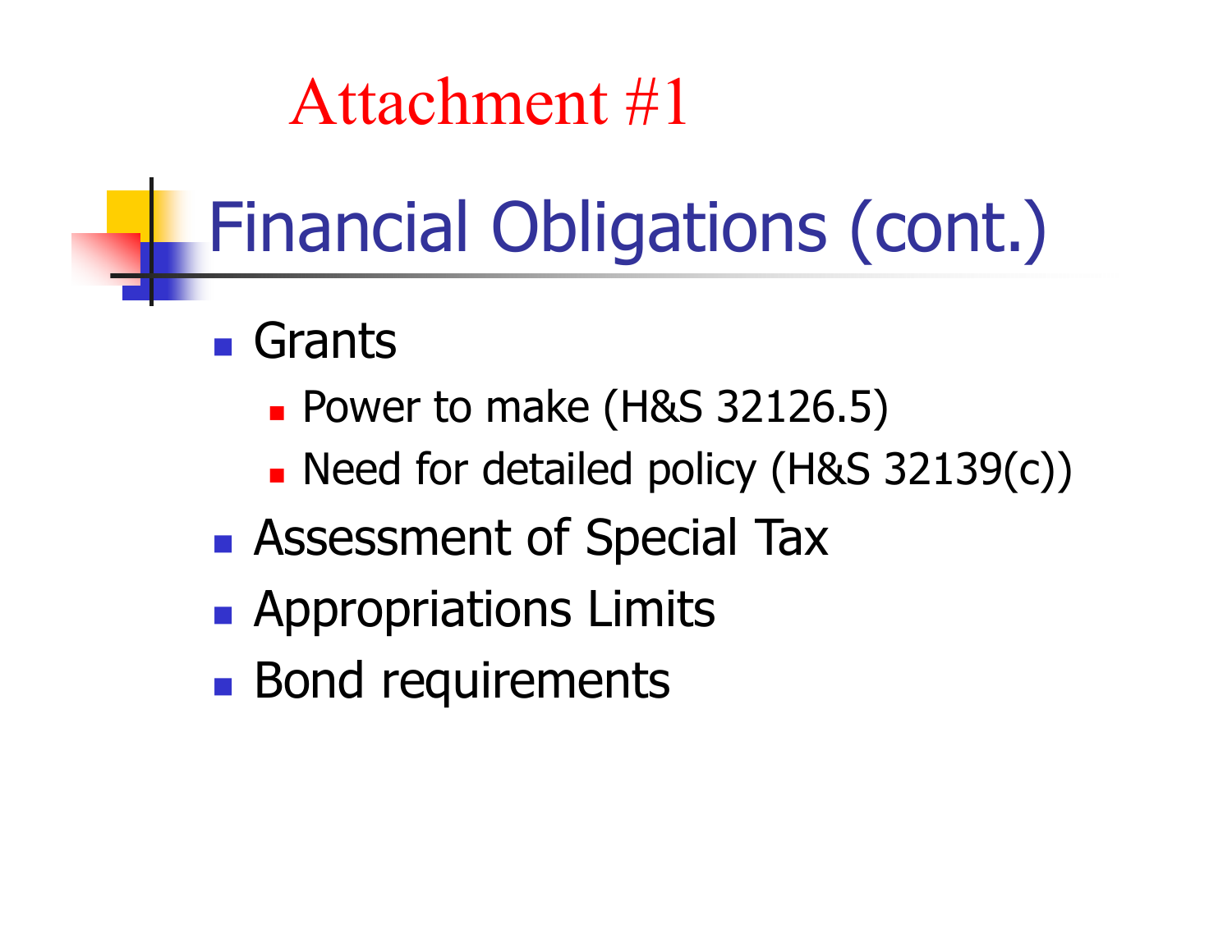Attachment #1

# Financial Obligations (cont.)

- Grants
  - Power to make (H&S 32126.5)
  - Need for detailed policy (H&S 32139(c))
- Assessment of Special Tax
- Appropriations Limits
- Bond requirements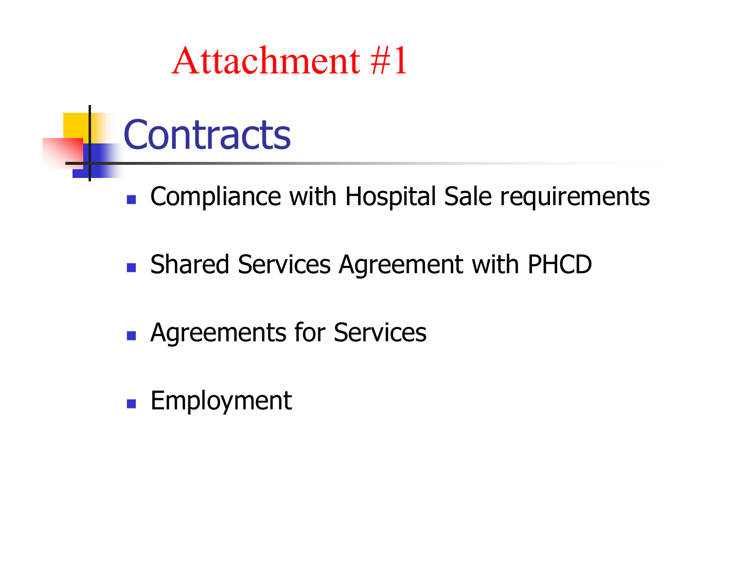Attachment #1

# Contracts

- Compliance with Hospital Sale requirements
- Shared Services Agreement with PHCD
- Agreements for Services
- Employment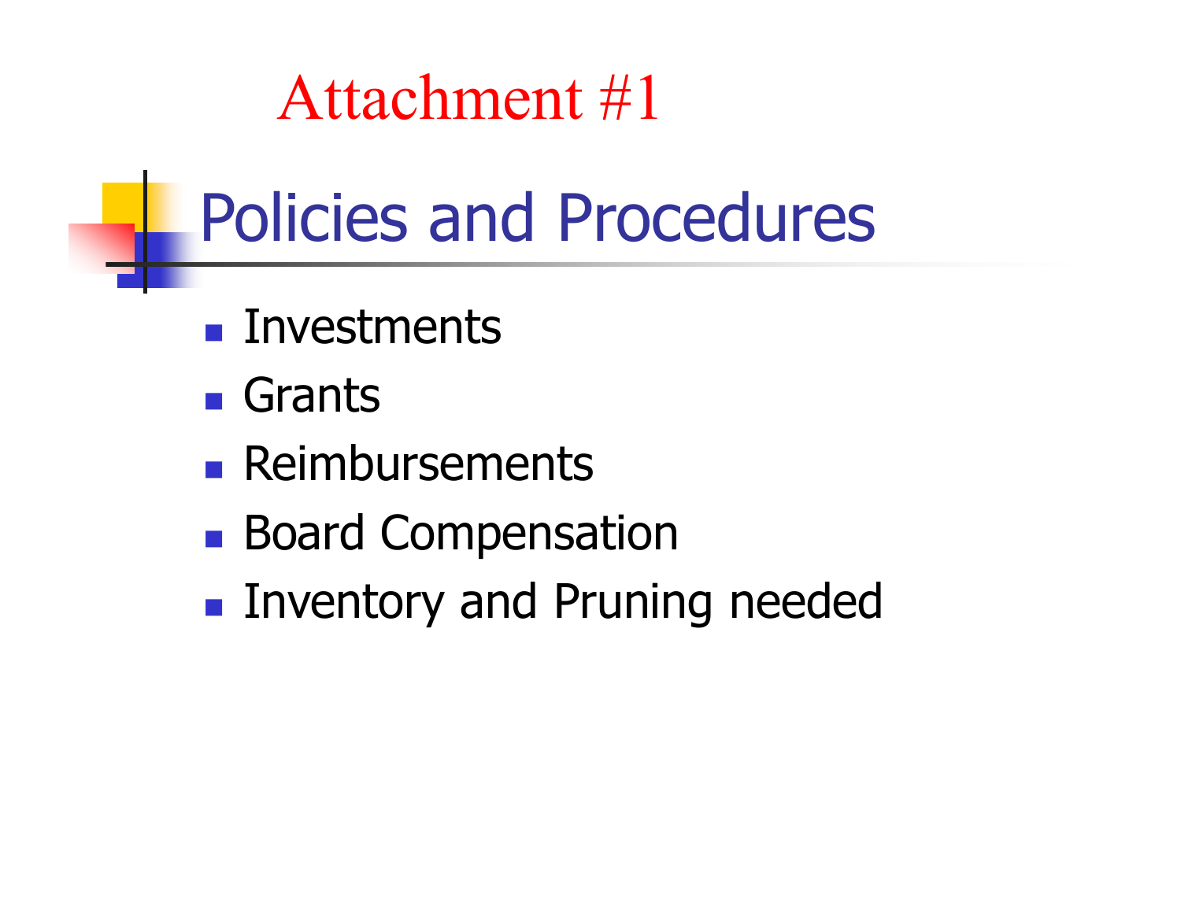# Attachment #1

## Policies and Procedures

- Investments
- Grants
- Reimbursements
- Board Compensation
- Inventory and Pruning needed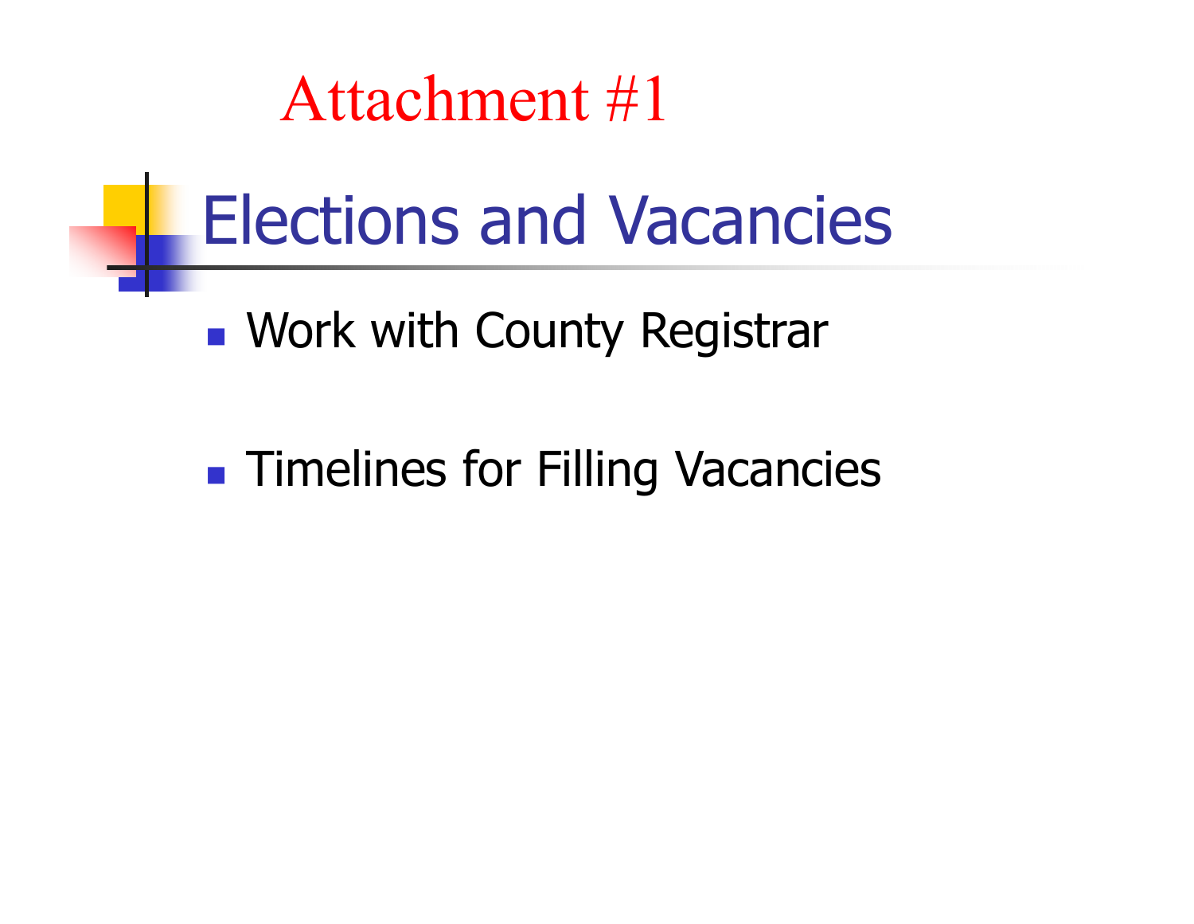Attachment #1

# Elections and Vacancies

- Work with County Registrar
- Timelines for Filling Vacancies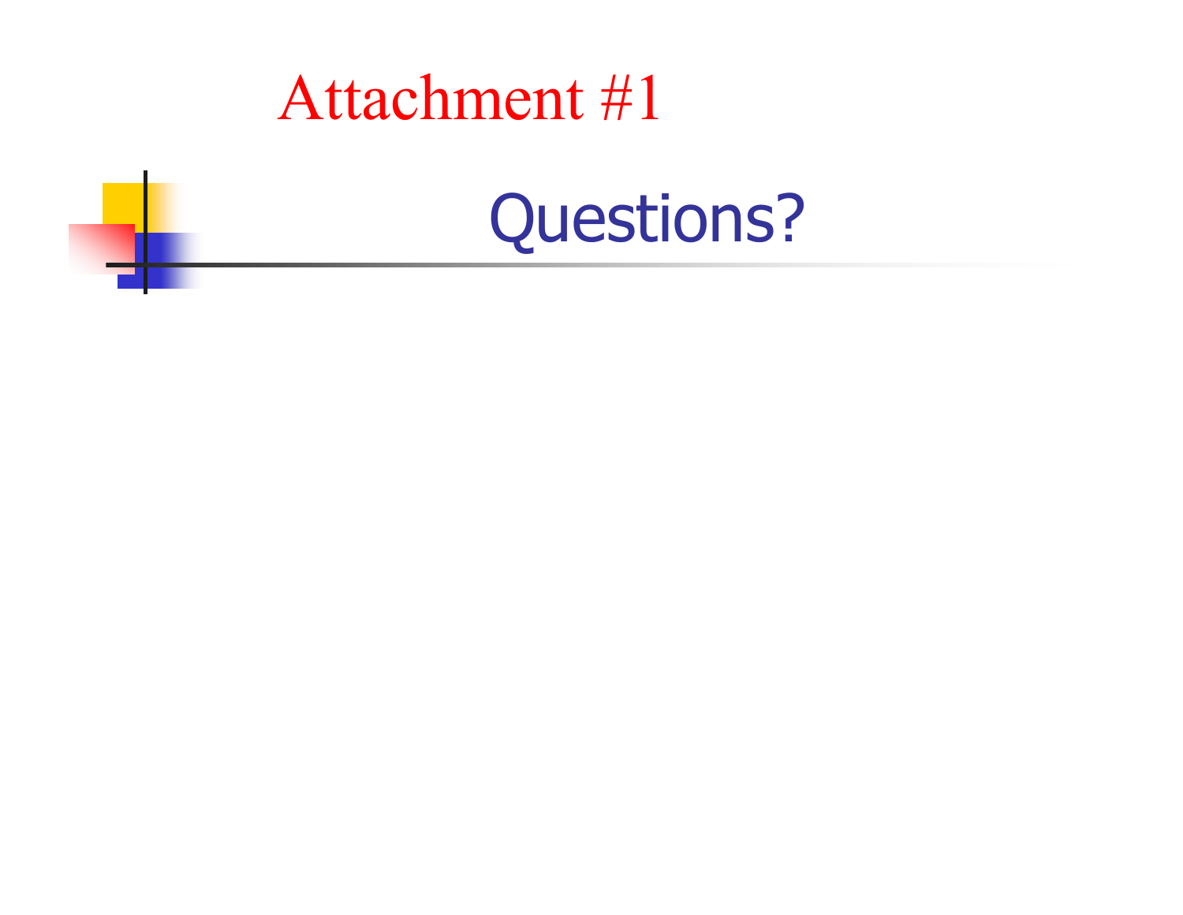Attachment #1

# Questions?